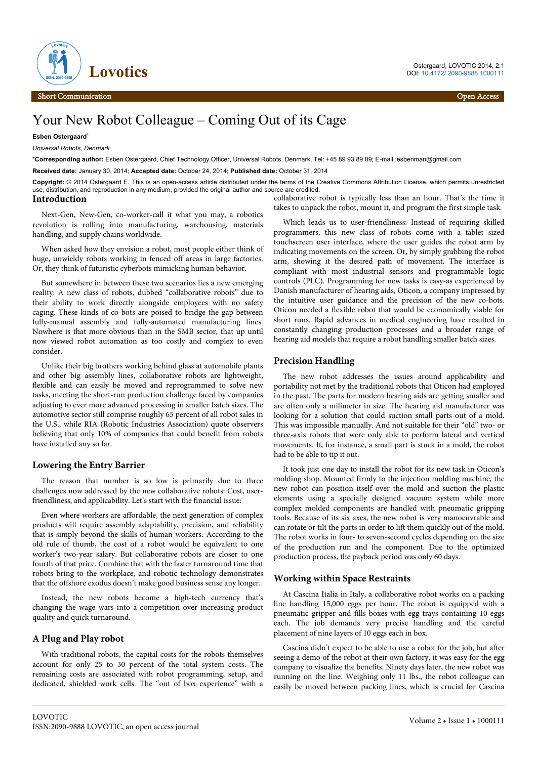Short Communication | Open Access

# Your New Robot Colleague – Coming Out of its Cage

**Esben Ostergaard***

*Universal Robots, Denmark*

***Corresponding author:** Esben Ostergaard, Chief Technology Officer, Universal Robots, Denmark, Tel: +45 89 93 89 89; E-mail :esbenman@gmail.com

**Received date:** January 30, 2014; **Accepted date:** October 24, 2014; **Published date:** October 31, 2014

**Copyright:** © 2014 Ostergaard E. This is an open-access article distributed under the terms of the Creative Commons Attribution License, which permits unrestricted use, distribution, and reproduction in any medium, provided the original author and source are credited.

## Introduction

Next-Gen, New-Gen, co-worker-call it what you may, a robotics revolution is rolling into manufacturing, warehousing, materials handling, and supply chains worldwide.

When asked how they envision a robot, most people either think of huge, unwieldy robots working in fenced off areas in large factories. Or, they think of futuristic cyberbots mimicking human behavior.

But somewhere in between these two scenarios lies a new emerging reality: A new class of robots, dubbed "collaborative robots" due to their ability to work directly alongside employees with no safety caging. These kinds of co-bots are poised to bridge the gap between fully-manual assembly and fully-automated manufacturing lines. Nowhere is that more obvious than in the SMB sector, that up until now viewed robot automation as too costly and complex to even consider.

Unlike their big brothers working behind glass at automobile plants and other big assembly lines, collaborative robots are lightweight, flexible and can easily be moved and reprogrammed to solve new tasks, meeting the short-run production challenge faced by companies adjusting to ever more advanced processing in smaller batch sizes. The automotive sector still comprise roughly 65 percent of all robot sales in the U.S., while RIA (Robotic Industries Association) quote observers believing that only 10% of companies that could benefit from robots have installed any so far.

## Lowering the Entry Barrier

The reason that number is so low is primarily due to three challenges now addressed by the new collaborative robots: Cost, user-friendliness, and applicability. Let's start with the financial issue:

Even where workers are affordable, the next generation of complex products will require assembly adaptability, precision, and reliability that is simply beyond the skills of human workers. According to the old rule of thumb, the cost of a robot would be equivalent to one worker's two-year salary. But collaborative robots are closer to one fourth of that price. Combine that with the faster turnaround time that robots bring to the workplace, and robotic technology demonstrates that the offshore exodus doesn't make good business sense any longer.

Instead, the new robots become a high-tech currency that's changing the wage wars into a competition over increasing product quality and quick turnaround.

## A Plug and Play robot

With traditional robots, the capital costs for the robots themselves account for only 25 to 30 percent of the total system costs. The remaining costs are associated with robot programming, setup, and dedicated, shielded work cells. The "out of box experience" with a collaborative robot is typically less than an hour. That's the time it takes to unpack the robot, mount it, and program the first simple task.

Which leads us to user-friendliness: Instead of requiring skilled programmers, this new class of robots come with a tablet sized touchscreen user interface, where the user guides the robot arm by indicating movements on the screen. Or, by simply grabbing the robot arm, showing it the desired path of movement. The interface is compliant with most industrial sensors and programmable logic controls (PLC). Programming for new tasks is easy-as experienced by Danish manufacturer of hearing aids, Oticon, a company impressed by the intuitive user guidance and the precision of the new co-bots. Oticon needed a flexible robot that would be economically viable for short runs. Rapid advances in medical engineering have resulted in constantly changing production processes and a broader range of hearing aid models that require a robot handling smaller batch sizes.

## Precision Handling

The new robot addresses the issues around applicability and portability not met by the traditional robots that Oticon had employed in the past. The parts for modern hearing aids are getting smaller and are often only a milimeter in size. The hearing aid manufacturer was looking for a solution that could suction small parts out of a mold. This was impossible manually. And not suitable for their "old" two- or three-axis robots that were only able to perform lateral and vertical movements. If, for instance, a small part is stuck in a mold, the robot had to be able to tip it out.

It took just one day to install the robot for its new task in Oticon's molding shop. Mounted firmly to the injection molding machine, the new robot can position itself over the mold and suction the plastic elements using a specially designed vacuum system while more complex molded components are handled with pneumatic gripping tools. Because of its six axes, the new robot is very manoeuvrable and can rotate or tilt the parts in order to lift them quickly out of the mold. The robot works in four- to seven-second cycles depending on the size of the production run and the component. Due to the optimized production process, the payback period was only 60 days.

## Working within Space Restraints

At Cascina Italia in Italy, a collaborative robot works on a packing line handling 15,000 eggs per hour. The robot is equipped with a pneumatic gripper and fills boxes with egg trays containing 10 eggs each. The job demands very precise handling and the careful placement of nine layers of 10 eggs each in box.

Cascina didn't expect to be able to use a robot for the job, but after seeing a demo of the robot at their own factory, it was easy for the egg company to visualize the benefits. Ninety days later, the new robot was running on the line. Weighing only 11 lbs., the robot colleague can easily be moved between packing lines, which is crucial for Cascina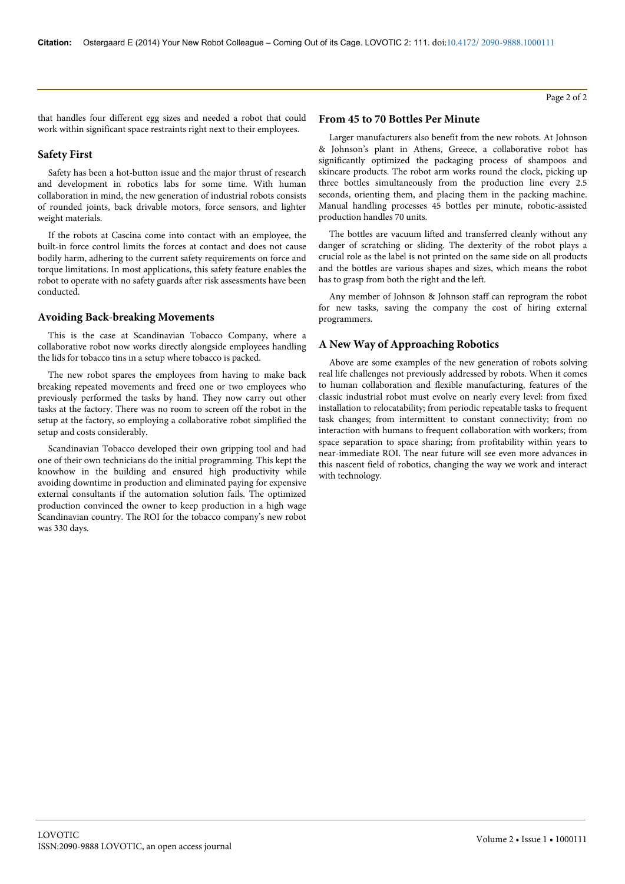that handles four different egg sizes and needed a robot that could work within significant space restraints right next to their employees.

## Safety First

Safety has been a hot-button issue and the major thrust of research and development in robotics labs for some time. With human collaboration in mind, the new generation of industrial robots consists of rounded joints, back drivable motors, force sensors, and lighter weight materials.

If the robots at Cascina come into contact with an employee, the built-in force control limits the forces at contact and does not cause bodily harm, adhering to the current safety requirements on force and torque limitations. In most applications, this safety feature enables the robot to operate with no safety guards after risk assessments have been conducted.

## Avoiding Back-breaking Movements

This is the case at Scandinavian Tobacco Company, where a collaborative robot now works directly alongside employees handling the lids for tobacco tins in a setup where tobacco is packed.

The new robot spares the employees from having to make back breaking repeated movements and freed one or two employees who previously performed the tasks by hand. They now carry out other tasks at the factory. There was no room to screen off the robot in the setup at the factory, so employing a collaborative robot simplified the setup and costs considerably.

Scandinavian Tobacco developed their own gripping tool and had one of their own technicians do the initial programming. This kept the knowhow in the building and ensured high productivity while avoiding downtime in production and eliminated paying for expensive external consultants if the automation solution fails. The optimized production convinced the owner to keep production in a high wage Scandinavian country. The ROI for the tobacco company's new robot was 330 days.

## From 45 to 70 Bottles Per Minute

Larger manufacturers also benefit from the new robots. At Johnson & Johnson's plant in Athens, Greece, a collaborative robot has significantly optimized the packaging process of shampoos and skincare products. The robot arm works round the clock, picking up three bottles simultaneously from the production line every 2.5 seconds, orienting them, and placing them in the packing machine. Manual handling processes 45 bottles per minute, robotic-assisted production handles 70 units.

The bottles are vacuum lifted and transferred cleanly without any danger of scratching or sliding. The dexterity of the robot plays a crucial role as the label is not printed on the same side on all products and the bottles are various shapes and sizes, which means the robot has to grasp from both the right and the left.

Any member of Johnson & Johnson staff can reprogram the robot for new tasks, saving the company the cost of hiring external programmers.

## A New Way of Approaching Robotics

Above are some examples of the new generation of robots solving real life challenges not previously addressed by robots. When it comes to human collaboration and flexible manufacturing, features of the classic industrial robot must evolve on nearly every level: from fixed installation to relocatability; from periodic repeatable tasks to frequent task changes; from intermittent to constant connectivity; from no interaction with humans to frequent collaboration with workers; from space separation to space sharing; from profitability within years to near-immediate ROI. The near future will see even more advances in this nascent field of robotics, changing the way we work and interact with technology.